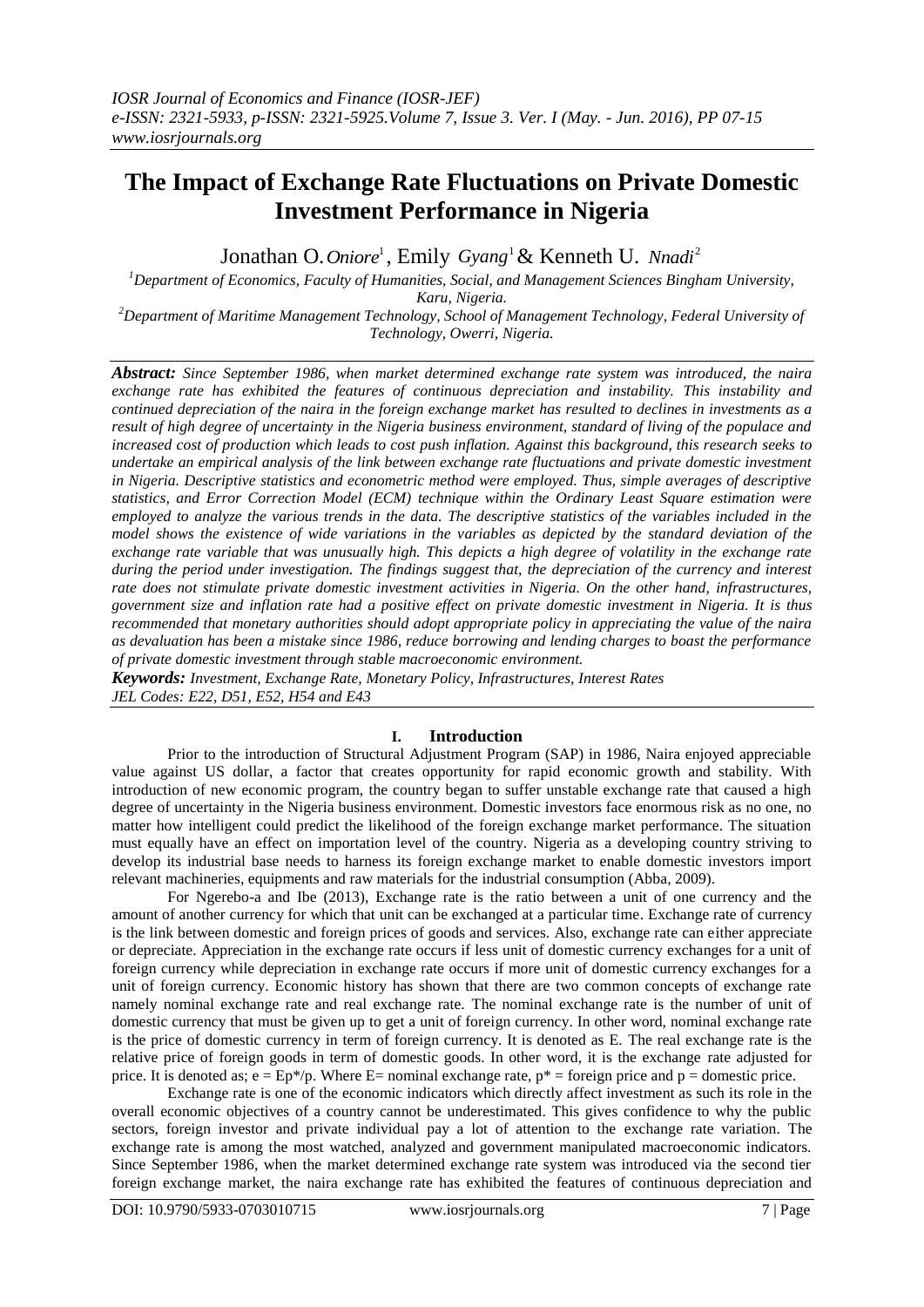# The Impact of Exchange Rate Fluctuations on Private Domestic Investment Performance in Nigeria

Jonathan O. *Oniore*[1], Emily *Gyang*[1] & Kenneth U. *Nnadi*[2]

[1]Department of Economics, Faculty of Humanities, Social, and Management Sciences Bingham University, Karu, Nigeria.

[2]Department of Maritime Management Technology, School of Management Technology, Federal University of Technology, Owerri, Nigeria.

***Abstract:*** *Since September 1986, when market determined exchange rate system was introduced, the naira exchange rate has exhibited the features of continuous depreciation and instability. This instability and continued depreciation of the naira in the foreign exchange market has resulted to declines in investments as a result of high degree of uncertainty in the Nigeria business environment, standard of living of the populace and increased cost of production which leads to cost push inflation. Against this background, this research seeks to undertake an empirical analysis of the link between exchange rate fluctuations and private domestic investment in Nigeria. Descriptive statistics and econometric method were employed. Thus, simple averages of descriptive statistics, and Error Correction Model (ECM) technique within the Ordinary Least Square estimation were employed to analyze the various trends in the data. The descriptive statistics of the variables included in the model shows the existence of wide variations in the variables as depicted by the standard deviation of the exchange rate variable that was unusually high. This depicts a high degree of volatility in the exchange rate during the period under investigation. The findings suggest that, the depreciation of the currency and interest rate does not stimulate private domestic investment activities in Nigeria. On the other hand, infrastructures, government size and inflation rate had a positive effect on private domestic investment in Nigeria. It is thus recommended that monetary authorities should adopt appropriate policy in appreciating the value of the naira as devaluation has been a mistake since 1986, reduce borrowing and lending charges to boast the performance of private domestic investment through stable macroeconomic environment.*

***Keywords:*** *Investment, Exchange Rate, Monetary Policy, Infrastructures, Interest Rates*

*JEL Codes: E22, D51, E52, H54 and E43*

## I. Introduction

Prior to the introduction of Structural Adjustment Program (SAP) in 1986, Naira enjoyed appreciable value against US dollar, a factor that creates opportunity for rapid economic growth and stability. With introduction of new economic program, the country began to suffer unstable exchange rate that caused a high degree of uncertainty in the Nigeria business environment. Domestic investors face enormous risk as no one, no matter how intelligent could predict the likelihood of the foreign exchange market performance. The situation must equally have an effect on importation level of the country. Nigeria as a developing country striving to develop its industrial base needs to harness its foreign exchange market to enable domestic investors import relevant machineries, equipments and raw materials for the industrial consumption (Abba, 2009).

For Ngerebo-a and Ibe (2013), Exchange rate is the ratio between a unit of one currency and the amount of another currency for which that unit can be exchanged at a particular time. Exchange rate of currency is the link between domestic and foreign prices of goods and services. Also, exchange rate can either appreciate or depreciate. Appreciation in the exchange rate occurs if less unit of domestic currency exchanges for a unit of foreign currency while depreciation in exchange rate occurs if more unit of domestic currency exchanges for a unit of foreign currency. Economic history has shown that there are two common concepts of exchange rate namely nominal exchange rate and real exchange rate. The nominal exchange rate is the number of unit of domestic currency that must be given up to get a unit of foreign currency. In other word, nominal exchange rate is the price of domestic currency in term of foreign currency. It is denoted as E. The real exchange rate is the relative price of foreign goods in term of domestic goods. In other word, it is the exchange rate adjusted for price. It is denoted as; $e = Ep^*/p$. Where E= nominal exchange rate, $p^*$ = foreign price and p = domestic price.

Exchange rate is one of the economic indicators which directly affect investment as such its role in the overall economic objectives of a country cannot be underestimated. This gives confidence to why the public sectors, foreign investor and private individual pay a lot of attention to the exchange rate variation. The exchange rate is among the most watched, analyzed and government manipulated macroeconomic indicators. Since September 1986, when the market determined exchange rate system was introduced via the second tier foreign exchange market, the naira exchange rate has exhibited the features of continuous depreciation and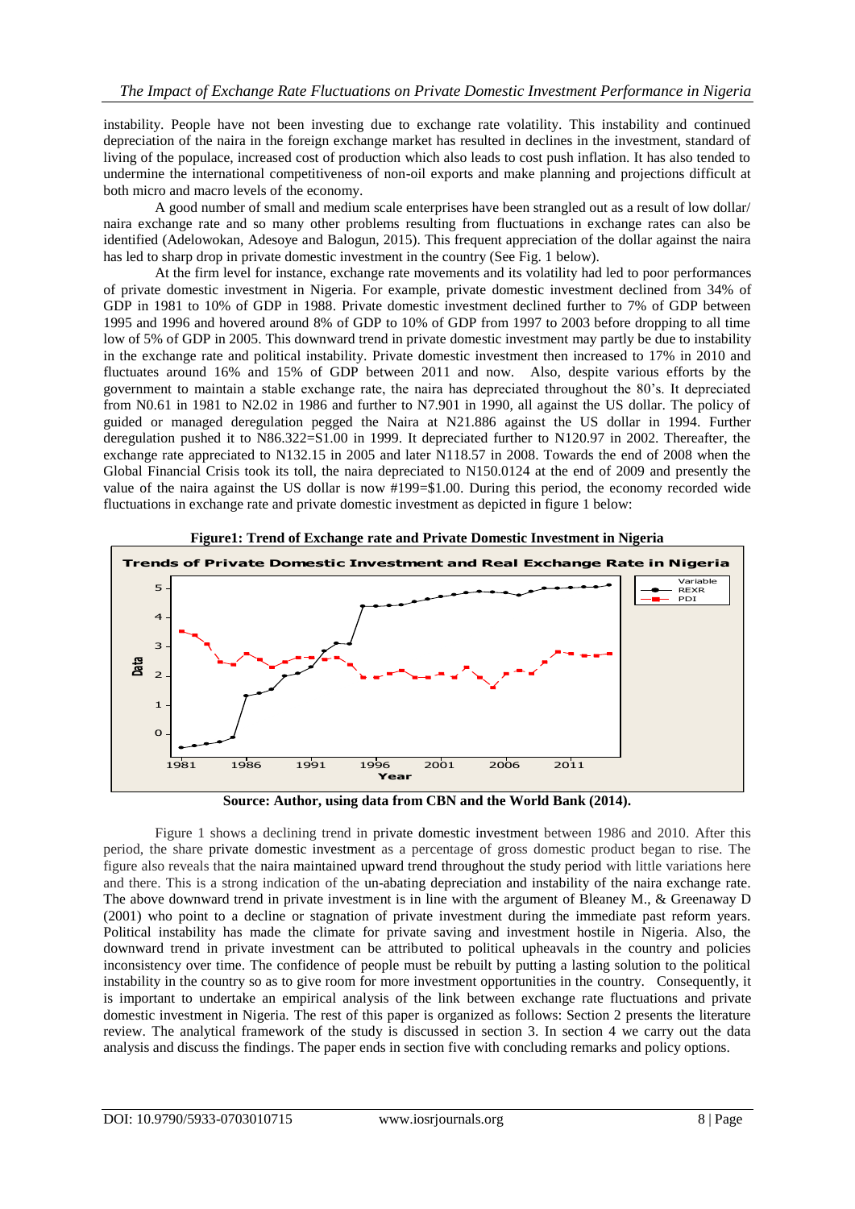instability. People have not been investing due to exchange rate volatility. This instability and continued depreciation of the naira in the foreign exchange market has resulted in declines in the investment, standard of living of the populace, increased cost of production which also leads to cost push inflation. It has also tended to undermine the international competitiveness of non-oil exports and make planning and projections difficult at both micro and macro levels of the economy.

A good number of small and medium scale enterprises have been strangled out as a result of low dollar/ naira exchange rate and so many other problems resulting from fluctuations in exchange rates can also be identified (Adelowokan, Adesoye and Balogun, 2015). This frequent appreciation of the dollar against the naira has led to sharp drop in private domestic investment in the country (See Fig. 1 below).

At the firm level for instance, exchange rate movements and its volatility had led to poor performances of private domestic investment in Nigeria. For example, private domestic investment declined from 34% of GDP in 1981 to 10% of GDP in 1988. Private domestic investment declined further to 7% of GDP between 1995 and 1996 and hovered around 8% of GDP to 10% of GDP from 1997 to 2003 before dropping to all time low of 5% of GDP in 2005. This downward trend in private domestic investment may partly be due to instability in the exchange rate and political instability. Private domestic investment then increased to 17% in 2010 and fluctuates around 16% and 15% of GDP between 2011 and now. Also, despite various efforts by the government to maintain a stable exchange rate, the naira has depreciated throughout the 80's. It depreciated from N0.61 in 1981 to N2.02 in 1986 and further to N7.901 in 1990, all against the US dollar. The policy of guided or managed deregulation pegged the Naira at N21.886 against the US dollar in 1994. Further deregulation pushed it to N86.322=S1.00 in 1999. It depreciated further to N120.97 in 2002. Thereafter, the exchange rate appreciated to N132.15 in 2005 and later N118.57 in 2008. Towards the end of 2008 when the Global Financial Crisis took its toll, the naira depreciated to N150.0124 at the end of 2009 and presently the value of the naira against the US dollar is now #199=$1.00. During this period, the economy recorded wide fluctuations in exchange rate and private domestic investment as depicted in figure 1 below:

**Figure1: Trend of Exchange rate and Private Domestic Investment in Nigeria**

**Source: Author, using data from CBN and the World Bank (2014).**

Figure 1 shows a declining trend in private domestic investment between 1986 and 2010. After this period, the share private domestic investment as a percentage of gross domestic product began to rise. The figure also reveals that the naira maintained upward trend throughout the study period with little variations here and there. This is a strong indication of the un-abating depreciation and instability of the naira exchange rate. The above downward trend in private investment is in line with the argument of Bleaney M., & Greenaway D (2001) who point to a decline or stagnation of private investment during the immediate past reform years. Political instability has made the climate for private saving and investment hostile in Nigeria. Also, the downward trend in private investment can be attributed to political upheavals in the country and policies inconsistency over time. The confidence of people must be rebuilt by putting a lasting solution to the political instability in the country so as to give room for more investment opportunities in the country. Consequently, it is important to undertake an empirical analysis of the link between exchange rate fluctuations and private domestic investment in Nigeria. The rest of this paper is organized as follows: Section 2 presents the literature review. The analytical framework of the study is discussed in section 3. In section 4 we carry out the data analysis and discuss the findings. The paper ends in section five with concluding remarks and policy options.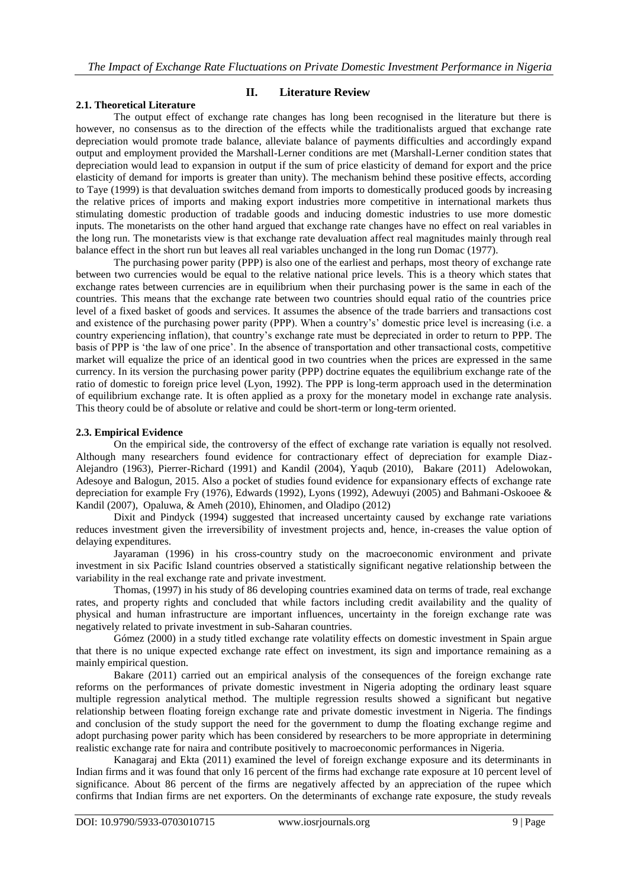## II. Literature Review

### 2.1. Theoretical Literature

The output effect of exchange rate changes has long been recognised in the literature but there is however, no consensus as to the direction of the effects while the traditionalists argued that exchange rate depreciation would promote trade balance, alleviate balance of payments difficulties and accordingly expand output and employment provided the Marshall-Lerner conditions are met (Marshall-Lerner condition states that depreciation would lead to expansion in output if the sum of price elasticity of demand for export and the price elasticity of demand for imports is greater than unity). The mechanism behind these positive effects, according to Taye (1999) is that devaluation switches demand from imports to domestically produced goods by increasing the relative prices of imports and making export industries more competitive in international markets thus stimulating domestic production of tradable goods and inducing domestic industries to use more domestic inputs. The monetarists on the other hand argued that exchange rate changes have no effect on real variables in the long run. The monetarists view is that exchange rate devaluation affect real magnitudes mainly through real balance effect in the short run but leaves all real variables unchanged in the long run Domac (1977).

The purchasing power parity (PPP) is also one of the earliest and perhaps, most theory of exchange rate between two currencies would be equal to the relative national price levels. This is a theory which states that exchange rates between currencies are in equilibrium when their purchasing power is the same in each of the countries. This means that the exchange rate between two countries should equal ratio of the countries price level of a fixed basket of goods and services. It assumes the absence of the trade barriers and transactions cost and existence of the purchasing power parity (PPP). When a country's' domestic price level is increasing (i.e. a country experiencing inflation), that country's exchange rate must be depreciated in order to return to PPP. The basis of PPP is 'the law of one price'. In the absence of transportation and other transactional costs, competitive market will equalize the price of an identical good in two countries when the prices are expressed in the same currency. In its version the purchasing power parity (PPP) doctrine equates the equilibrium exchange rate of the ratio of domestic to foreign price level (Lyon, 1992). The PPP is long-term approach used in the determination of equilibrium exchange rate. It is often applied as a proxy for the monetary model in exchange rate analysis. This theory could be of absolute or relative and could be short-term or long-term oriented.

### 2.3. Empirical Evidence

On the empirical side, the controversy of the effect of exchange rate variation is equally not resolved. Although many researchers found evidence for contractionary effect of depreciation for example Diaz-Alejandro (1963), Pierrer-Richard (1991) and Kandil (2004), Yaqub (2010), Bakare (2011) Adelowokan, Adesoye and Balogun, 2015. Also a pocket of studies found evidence for expansionary effects of exchange rate depreciation for example Fry (1976), Edwards (1992), Lyons (1992), Adewuyi (2005) and Bahmani-Oskooee & Kandil (2007), Opaluwa, & Ameh (2010), Ehinomen, and Oladipo (2012)

Dixit and Pindyck (1994) suggested that increased uncertainty caused by exchange rate variations reduces investment given the irreversibility of investment projects and, hence, in-creases the value option of delaying expenditures.

Jayaraman (1996) in his cross-country study on the macroeconomic environment and private investment in six Pacific Island countries observed a statistically significant negative relationship between the variability in the real exchange rate and private investment.

Thomas, (1997) in his study of 86 developing countries examined data on terms of trade, real exchange rates, and property rights and concluded that while factors including credit availability and the quality of physical and human infrastructure are important influences, uncertainty in the foreign exchange rate was negatively related to private investment in sub-Saharan countries.

Gómez (2000) in a study titled exchange rate volatility effects on domestic investment in Spain argue that there is no unique expected exchange rate effect on investment, its sign and importance remaining as a mainly empirical question.

Bakare (2011) carried out an empirical analysis of the consequences of the foreign exchange rate reforms on the performances of private domestic investment in Nigeria adopting the ordinary least square multiple regression analytical method. The multiple regression results showed a significant but negative relationship between floating foreign exchange rate and private domestic investment in Nigeria. The findings and conclusion of the study support the need for the government to dump the floating exchange regime and adopt purchasing power parity which has been considered by researchers to be more appropriate in determining realistic exchange rate for naira and contribute positively to macroeconomic performances in Nigeria.

Kanagaraj and Ekta (2011) examined the level of foreign exchange exposure and its determinants in Indian firms and it was found that only 16 percent of the firms had exchange rate exposure at 10 percent level of significance. About 86 percent of the firms are negatively affected by an appreciation of the rupee which confirms that Indian firms are net exporters. On the determinants of exchange rate exposure, the study reveals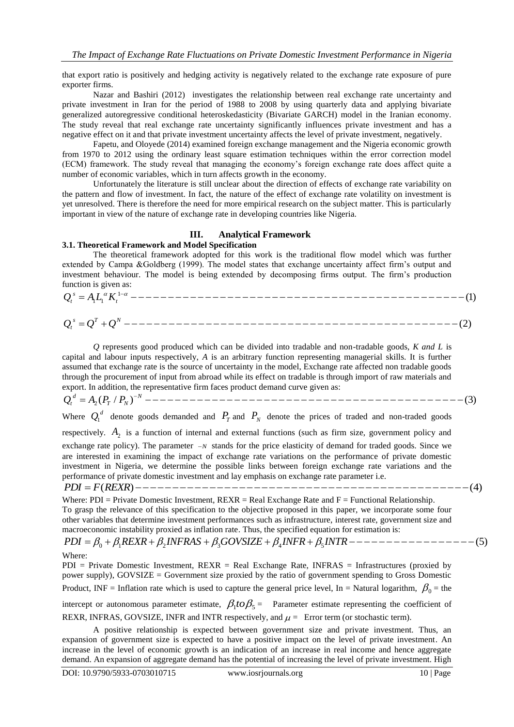that export ratio is positively and hedging activity is negatively related to the exchange rate exposure of pure exporter firms.

Nazar and Bashiri (2012) investigates the relationship between real exchange rate uncertainty and private investment in Iran for the period of 1988 to 2008 by using quarterly data and applying bivariate generalized autoregressive conditional heteroskedasticity (Bivariate GARCH) model in the Iranian economy. The study reveal that real exchange rate uncertainty significantly influences private investment and has a negative effect on it and that private investment uncertainty affects the level of private investment, negatively.

Fapetu, and Oloyede (2014) examined foreign exchange management and the Nigeria economic growth from 1970 to 2012 using the ordinary least square estimation techniques within the error correction model (ECM) framework. The study reveal that managing the economy's foreign exchange rate does affect quite a number of economic variables, which in turn affects growth in the economy.

Unfortunately the literature is still unclear about the direction of effects of exchange rate variability on the pattern and flow of investment. In fact, the nature of the effect of exchange rate volatility on investment is yet unresolved. There is therefore the need for more empirical research on the subject matter. This is particularly important in view of the nature of exchange rate in developing countries like Nigeria.

## III. Analytical Framework

### 3.1. Theoretical Framework and Model Specification

The theoretical framework adopted for this work is the traditional flow model which was further extended by Campa &Goldberg (1999). The model states that exchange uncertainty affect firm's output and investment behaviour. The model is being extended by decomposing firms output. The firm's production function is given as:

$$Q_t^s = A_1 L_1^{\alpha} K_t^{1-\alpha} \qquad (1)$$

$$Q_t^s = Q^T + Q^N \qquad (2)$$

*Q* represents good produced which can be divided into tradable and non-tradable goods, *K and L* is capital and labour inputs respectively, *A* is an arbitrary function representing managerial skills. It is further assumed that exchange rate is the source of uncertainty in the model, Exchange rate affected non tradable goods through the procurement of input from abroad while its effect on tradable is through import of raw materials and export. In addition, the representative firm faces product demand curve given as:

$$Q_t^d = A_2 (P_T / P_N)^{-N} \qquad (3)$$

Where $Q_1^d$ denote goods demanded and $P_T$ and $P_N$ denote the prices of traded and non-traded goods respectively. $A_2$ is a function of internal and external functions (such as firm size, government policy and exchange rate policy). The parameter $-N$ stands for the price elasticity of demand for traded goods. Since we are interested in examining the impact of exchange rate variations on the performance of private domestic investment in Nigeria, we determine the possible links between foreign exchange rate variations and the performance of private domestic investment and lay emphasis on exchange rate parameter i.e.

$$PDI = F(REXR) \qquad (4)$$

Where: PDI = Private Domestic Investment, REXR = Real Exchange Rate and F = Functional Relationship.
To grasp the relevance of this specification to the objective proposed in this paper, we incorporate some four other variables that determine investment performances such as infrastructure, interest rate, government size and macroeconomic instability proxied as inflation rate. Thus, the specified equation for estimation is:

$$PDI = \beta_0 + \beta_1 REXR + \beta_2 INFRAS + \beta_3 GOVSIZE + \beta_4 INFR + \beta_5 INTR \qquad (5)$$

Where:
PDI = Private Domestic Investment, REXR = Real Exchange Rate, INFRAS = Infrastructures (proxied by power supply), GOVSIZE = Government size proxied by the ratio of government spending to Gross Domestic Product, INF = Inflation rate which is used to capture the general price level, In = Natural logarithm, $\beta_0$ = the intercept or autonomous parameter estimate, $\beta_1 to \beta_5$ = Parameter estimate representing the coefficient of REXR, INFRAS, GOVSIZE, INFR and INTR respectively, and $\mu$ = Error term (or stochastic term).

A positive relationship is expected between government size and private investment. Thus, an expansion of government size is expected to have a positive impact on the level of private investment. An increase in the level of economic growth is an indication of an increase in real income and hence aggregate demand. An expansion of aggregate demand has the potential of increasing the level of private investment. High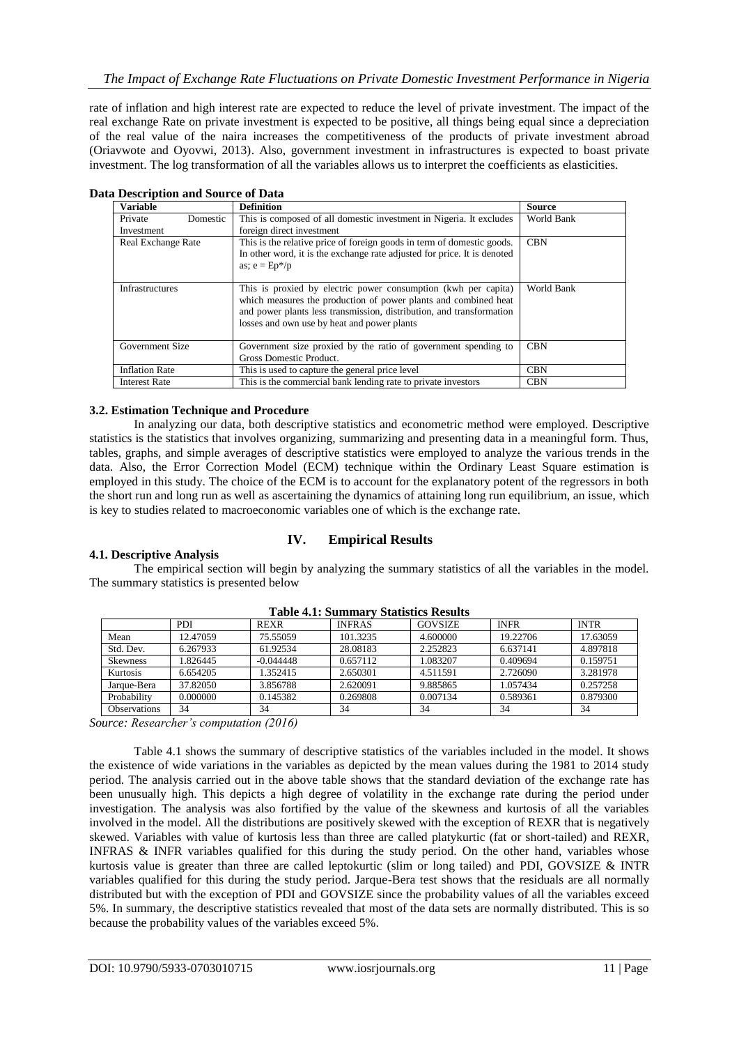rate of inflation and high interest rate are expected to reduce the level of private investment. The impact of the real exchange Rate on private investment is expected to be positive, all things being equal since a depreciation of the real value of the naira increases the competitiveness of the products of private investment abroad (Oriavwote and Oyovwi, 2013). Also, government investment in infrastructures is expected to boast private investment. The log transformation of all the variables allows us to interpret the coefficients as elasticities.

**Data Description and Source of Data**

| Variable | Definition | Source |
|---|---|---|
| Private Domestic Investment | This is composed of all domestic investment in Nigeria. It excludes foreign direct investment | World Bank |
| Real Exchange Rate | This is the relative price of foreign goods in term of domestic goods. In other word, it is the exchange rate adjusted for price. It is denoted as; $e = Ep^*/p$ | CBN |
| Infrastructures | This is proxied by electric power consumption (kwh per capita) which measures the production of power plants and combined heat and power plants less transmission, distribution, and transformation losses and own use by heat and power plants | World Bank |
| Government Size | Government size proxied by the ratio of government spending to Gross Domestic Product. | CBN |
| Inflation Rate | This is used to capture the general price level | CBN |
| Interest Rate | This is the commercial bank lending rate to private investors | CBN |

### 3.2. Estimation Technique and Procedure

In analyzing our data, both descriptive statistics and econometric method were employed. Descriptive statistics is the statistics that involves organizing, summarizing and presenting data in a meaningful form. Thus, tables, graphs, and simple averages of descriptive statistics were employed to analyze the various trends in the data. Also, the Error Correction Model (ECM) technique within the Ordinary Least Square estimation is employed in this study. The choice of the ECM is to account for the explanatory potent of the regressors in both the short run and long run as well as ascertaining the dynamics of attaining long run equilibrium, an issue, which is key to studies related to macroeconomic variables one of which is the exchange rate.

## IV. Empirical Results

### 4.1. Descriptive Analysis

The empirical section will begin by analyzing the summary statistics of all the variables in the model. The summary statistics is presented below

**Table 4.1: Summary Statistics Results**

| | PDI | REXR | INFRAS | GOVSIZE | INFR | INTR |
|---|---|---|---|---|---|---|
| Mean | 12.47059 | 75.55059 | 101.3235 | 4.600000 | 19.22706 | 17.63059 |
| Std. Dev. | 6.267933 | 61.92534 | 28.08183 | 2.252823 | 6.637141 | 4.897818 |
| Skewness | 1.826445 | -0.044448 | 0.657112 | 1.083207 | 0.409694 | 0.159751 |
| Kurtosis | 6.654205 | 1.352415 | 2.650301 | 4.511591 | 2.726090 | 3.281978 |
| Jarque-Bera | 37.82050 | 3.856788 | 2.620091 | 9.885865 | 1.057434 | 0.257258 |
| Probability | 0.000000 | 0.145382 | 0.269808 | 0.007134 | 0.589361 | 0.879300 |
| Observations | 34 | 34 | 34 | 34 | 34 | 34 |

*Source: Researcher's computation (2016)*

Table 4.1 shows the summary of descriptive statistics of the variables included in the model. It shows the existence of wide variations in the variables as depicted by the mean values during the 1981 to 2014 study period. The analysis carried out in the above table shows that the standard deviation of the exchange rate has been unusually high. This depicts a high degree of volatility in the exchange rate during the period under investigation. The analysis was also fortified by the value of the skewness and kurtosis of all the variables involved in the model. All the distributions are positively skewed with the exception of REXR that is negatively skewed. Variables with value of kurtosis less than three are called platykurtic (fat or short-tailed) and REXR, INFRAS & INFR variables qualified for this during the study period. On the other hand, variables whose kurtosis value is greater than three are called leptokurtic (slim or long tailed) and PDI, GOVSIZE & INTR variables qualified for this during the study period. Jarque-Bera test shows that the residuals are all normally distributed but with the exception of PDI and GOVSIZE since the probability values of all the variables exceed 5%. In summary, the descriptive statistics revealed that most of the data sets are normally distributed. This is so because the probability values of the variables exceed 5%.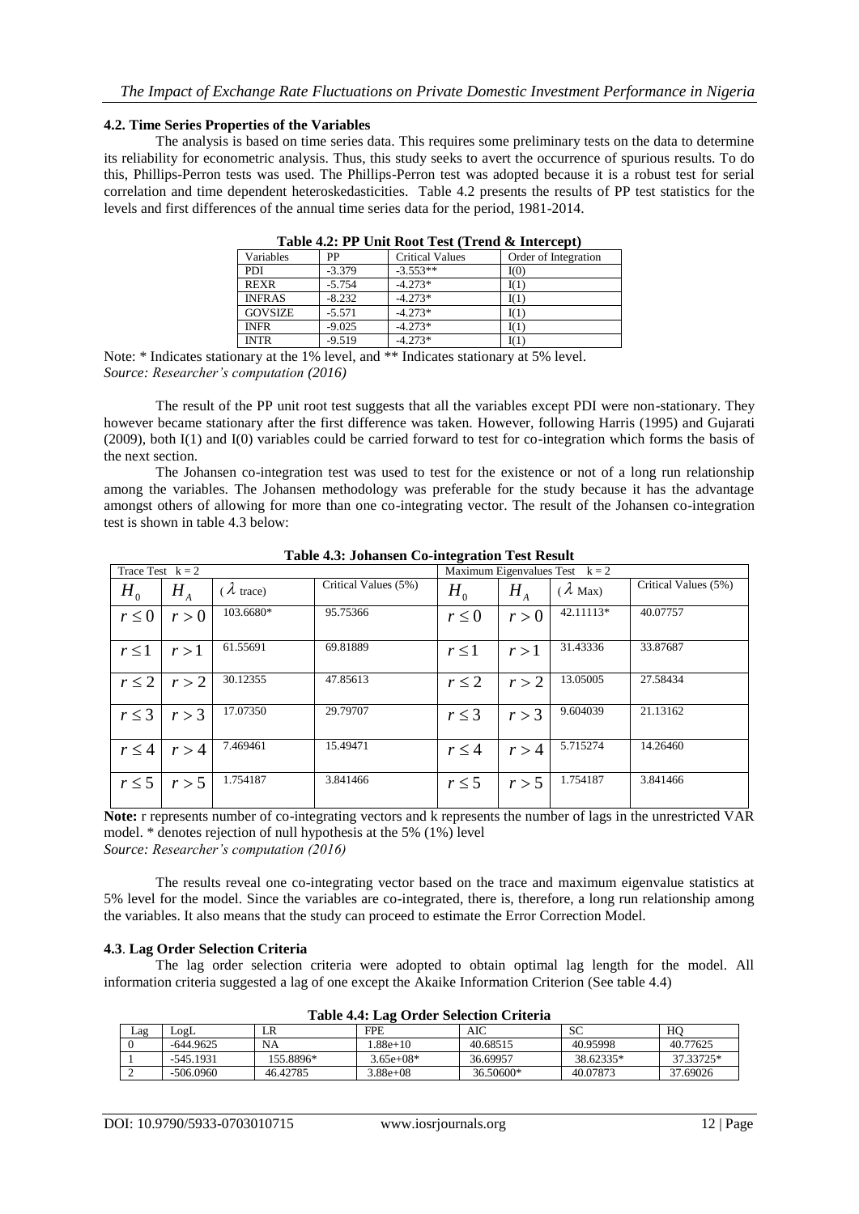### 4.2. Time Series Properties of the Variables

The analysis is based on time series data. This requires some preliminary tests on the data to determine its reliability for econometric analysis. Thus, this study seeks to avert the occurrence of spurious results. To do this, Phillips-Perron tests was used. The Phillips-Perron test was adopted because it is a robust test for serial correlation and time dependent heteroskedasticities. Table 4.2 presents the results of PP test statistics for the levels and first differences of the annual time series data for the period, 1981-2014.

**Table 4.2: PP Unit Root Test (Trend & Intercept)**

| Variables | PP | Critical Values | Order of Integration |
|---|---|---|---|
| PDI | -3.379 | -3.553** | I(0) |
| REXR | -5.754 | -4.273* | I(1) |
| INFRAS | -8.232 | -4.273* | I(1) |
| GOVSIZE | -5.571 | -4.273* | I(1) |
| INFR | -9.025 | -4.273* | I(1) |
| INTR | -9.519 | -4.273* | I(1) |

Note: * Indicates stationary at the 1% level, and ** Indicates stationary at 5% level.
*Source: Researcher's computation (2016)*

The result of the PP unit root test suggests that all the variables except PDI were non-stationary. They however became stationary after the first difference was taken. However, following Harris (1995) and Gujarati (2009), both I(1) and I(0) variables could be carried forward to test for co-integration which forms the basis of the next section.

The Johansen co-integration test was used to test for the existence or not of a long run relationship among the variables. The Johansen methodology was preferable for the study because it has the advantage amongst others of allowing for more than one co-integrating vector. The result of the Johansen co-integration test is shown in table 4.3 below:

**Table 4.3: Johansen Co-integration Test Result**

| Trace Test $k = 2$ | | | | Maximum Eigenvalues Test $k = 2$ | | | |
|---|---|---|---|---|---|---|---|
| $H_0$ | $H_A$ | ($\lambda$ trace) | Critical Values (5%) | $H_0$ | $H_A$ | ($\lambda$ Max) | Critical Values (5%) |
| $r \leq 0$ | $r > 0$ | 103.6680* | 95.75366 | $r \leq 0$ | $r > 0$ | 42.11113* | 40.07757 |
| $r \leq 1$ | $r > 1$ | 61.55691 | 69.81889 | $r \leq 1$ | $r > 1$ | 31.43336 | 33.87687 |
| $r \leq 2$ | $r > 2$ | 30.12355 | 47.85613 | $r \leq 2$ | $r > 2$ | 13.05005 | 27.58434 |
| $r \leq 3$ | $r > 3$ | 17.07350 | 29.79707 | $r \leq 3$ | $r > 3$ | 9.604039 | 21.13162 |
| $r \leq 4$ | $r > 4$ | 7.469461 | 15.49471 | $r \leq 4$ | $r > 4$ | 5.715274 | 14.26460 |
| $r \leq 5$ | $r > 5$ | 1.754187 | 3.841466 | $r \leq 5$ | $r > 5$ | 1.754187 | 3.841466 |

**Note:** r represents number of co-integrating vectors and k represents the number of lags in the unrestricted VAR model. * denotes rejection of null hypothesis at the 5% (1%) level
*Source: Researcher's computation (2016)*

The results reveal one co-integrating vector based on the trace and maximum eigenvalue statistics at 5% level for the model. Since the variables are co-integrated, there is, therefore, a long run relationship among the variables. It also means that the study can proceed to estimate the Error Correction Model.

### 4.3. Lag Order Selection Criteria

The lag order selection criteria were adopted to obtain optimal lag length for the model. All information criteria suggested a lag of one except the Akaike Information Criterion (See table 4.4)

**Table 4.4: Lag Order Selection Criteria**

| Lag | LogL | LR | FPE | AIC | SC | HQ |
|---|---|---|---|---|---|---|
| 0 | -644.9625 | NA | 1.88e+10 | 40.68515 | 40.95998 | 40.77625 |
| 1 | -545.1931 | 155.8896* | 3.65e+08* | 36.69957 | 38.62335* | 37.33725* |
| 2 | -506.0960 | 46.42785 | 3.88e+08 | 36.50600* | 40.07873 | 37.69026 |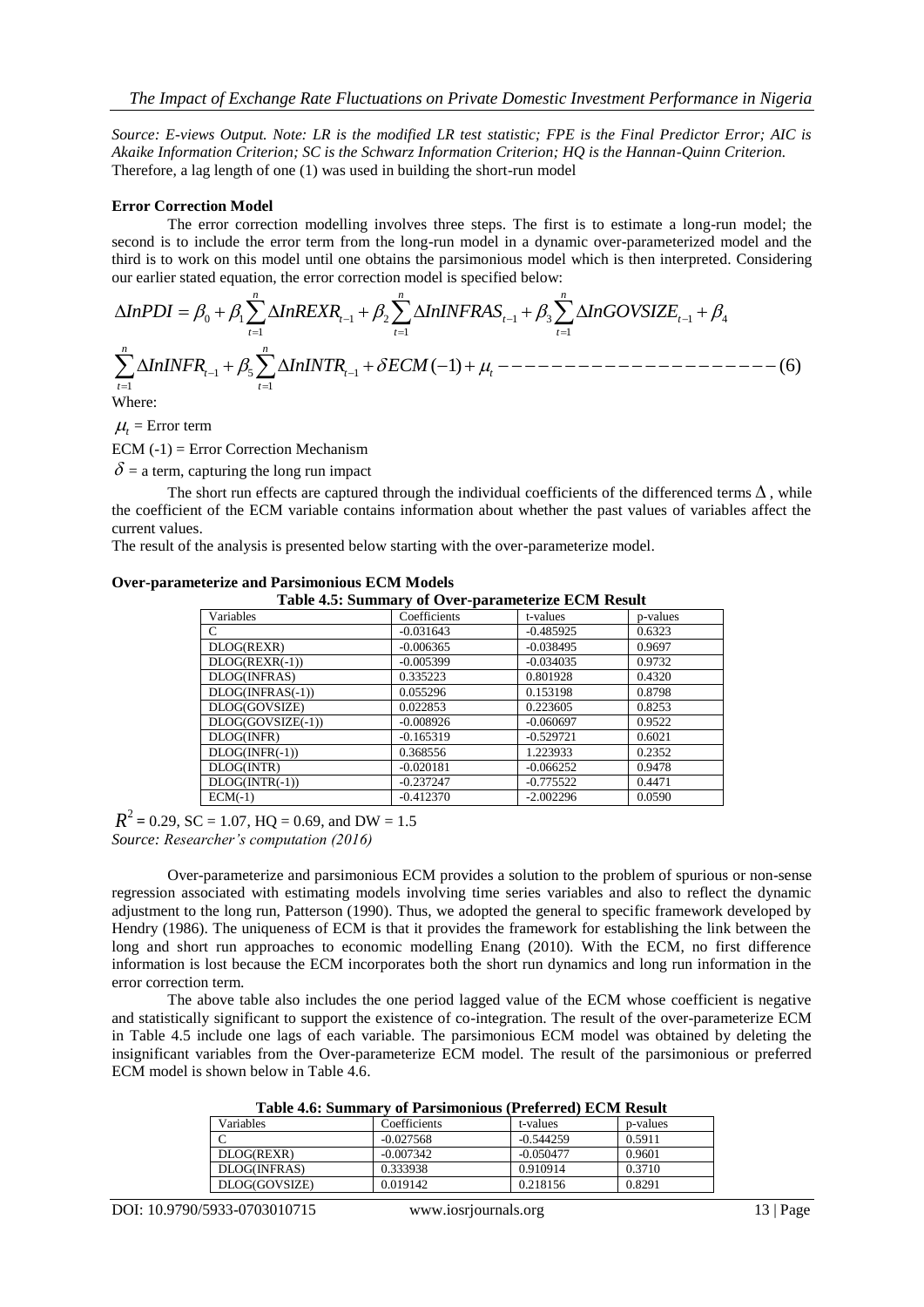*Source: E-views Output. Note: LR is the modified LR test statistic; FPE is the Final Predictor Error; AIC is Akaike Information Criterion; SC is the Schwarz Information Criterion; HQ is the Hannan-Quinn Criterion.*
Therefore, a lag length of one (1) was used in building the short-run model

**Error Correction Model**

The error correction modelling involves three steps. The first is to estimate a long-run model; the second is to include the error term from the long-run model in a dynamic over-parameterized model and the third is to work on this model until one obtains the parsimonious model which is then interpreted. Considering our earlier stated equation, the error correction model is specified below:

$$\Delta InPDI = \beta_0 + \beta_1 \sum_{t=1}^{n} \Delta InREXR_{t-1} + \beta_2 \sum_{t=1}^{n} \Delta InINFRAS_{t-1} + \beta_3 \sum_{t=1}^{n} \Delta InGOVSIZE_{t-1} + \beta_4$$

$$\sum_{t=1}^{n} \Delta InINFR_{t-1} + \beta_5 \sum_{t=1}^{n} \Delta InINTR_{t-1} + \delta ECM(-1) + \mu_t ---------------------(6)$$

Where:

$\mu_t$ = Error term

ECM (-1) = Error Correction Mechanism

$\delta$ = a term, capturing the long run impact

The short run effects are captured through the individual coefficients of the differenced terms $\Delta$, while the coefficient of the ECM variable contains information about whether the past values of variables affect the current values.

The result of the analysis is presented below starting with the over-parameterize model.

**Over-parameterize and Parsimonious ECM Models**

**Table 4.5: Summary of Over-parameterize ECM Result**

| Variables | Coefficients | t-values | p-values |
|---|---|---|---|
| C | -0.031643 | -0.485925 | 0.6323 |
| DLOG(REXR) | -0.006365 | -0.038495 | 0.9697 |
| DLOG(REXR(-1)) | -0.005399 | -0.034035 | 0.9732 |
| DLOG(INFRAS) | 0.335223 | 0.801928 | 0.4320 |
| DLOG(INFRAS(-1)) | 0.055296 | 0.153198 | 0.8798 |
| DLOG(GOVSIZE) | 0.022853 | 0.223605 | 0.8253 |
| DLOG(GOVSIZE(-1)) | -0.008926 | -0.060697 | 0.9522 |
| DLOG(INFR) | -0.165319 | -0.529721 | 0.6021 |
| DLOG(INFR(-1)) | 0.368556 | 1.223933 | 0.2352 |
| DLOG(INTR) | -0.020181 | -0.066252 | 0.9478 |
| DLOG(INTR(-1)) | -0.237247 | -0.775522 | 0.4471 |
| ECM(-1) | -0.412370 | -2.002296 | 0.0590 |

$R^2$ = 0.29, SC = 1.07, HQ = 0.69, and DW = 1.5
*Source: Researcher's computation (2016)*

Over-parameterize and parsimonious ECM provides a solution to the problem of spurious or non-sense regression associated with estimating models involving time series variables and also to reflect the dynamic adjustment to the long run, Patterson (1990). Thus, we adopted the general to specific framework developed by Hendry (1986). The uniqueness of ECM is that it provides the framework for establishing the link between the long and short run approaches to economic modelling Enang (2010). With the ECM, no first difference information is lost because the ECM incorporates both the short run dynamics and long run information in the error correction term.

The above table also includes the one period lagged value of the ECM whose coefficient is negative and statistically significant to support the existence of co-integration. The result of the over-parameterize ECM in Table 4.5 include one lags of each variable. The parsimonious ECM model was obtained by deleting the insignificant variables from the Over-parameterize ECM model. The result of the parsimonious or preferred ECM model is shown below in Table 4.6.

**Table 4.6: Summary of Parsimonious (Preferred) ECM Result**

| Variables | Coefficients | t-values | p-values |
|---|---|---|---|
| C | -0.027568 | -0.544259 | 0.5911 |
| DLOG(REXR) | -0.007342 | -0.050477 | 0.9601 |
| DLOG(INFRAS) | 0.333938 | 0.910914 | 0.3710 |
| DLOG(GOVSIZE) | 0.019142 | 0.218156 | 0.8291 |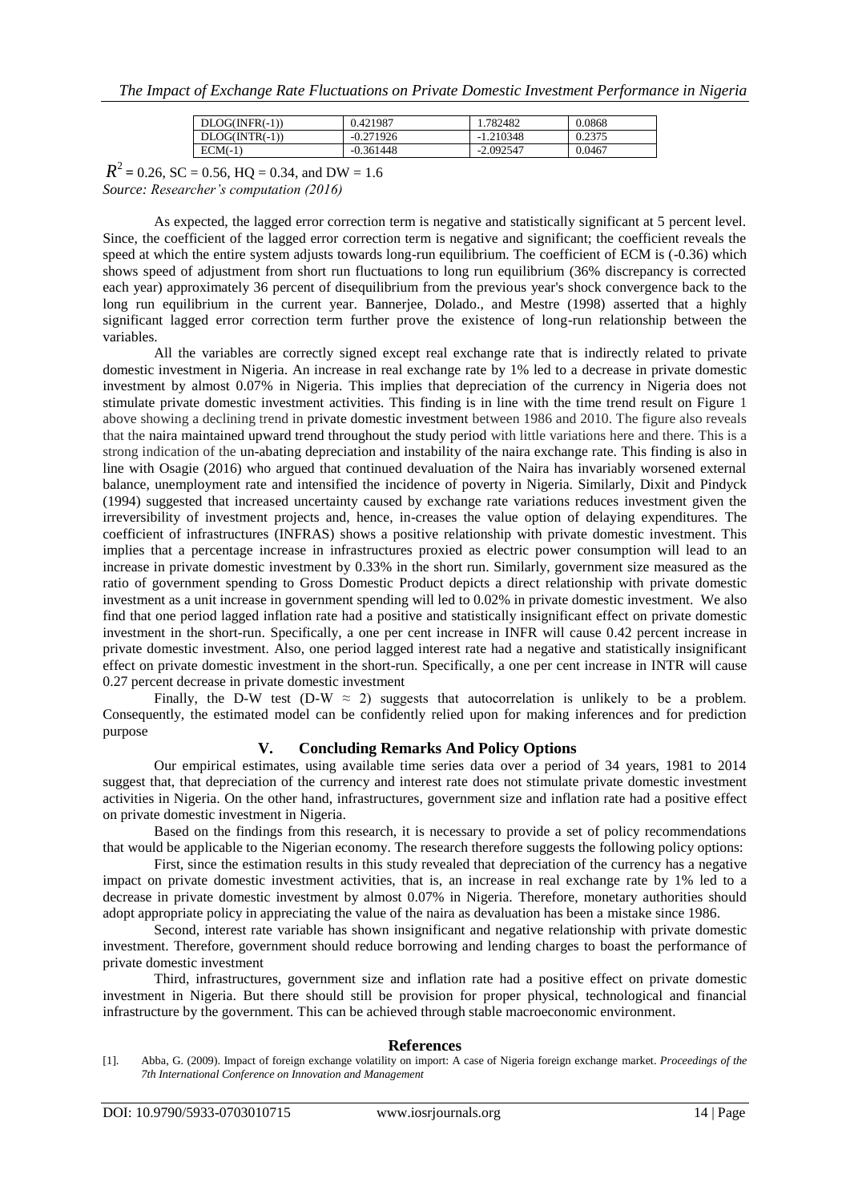| DLOG(INFR(-1)) | 0.421987 | 1.782482 | 0.0868 |
|---|---|---|---|
| DLOG(INTR(-1)) | -0.271926 | -1.210348 | 0.2375 |
| ECM(-1) | -0.361448 | -2.092547 | 0.0467 |

$R^2$ = 0.26, SC = 0.56, HQ = 0.34, and DW = 1.6

*Source: Researcher's computation (2016)*

As expected, the lagged error correction term is negative and statistically significant at 5 percent level. Since, the coefficient of the lagged error correction term is negative and significant; the coefficient reveals the speed at which the entire system adjusts towards long-run equilibrium. The coefficient of ECM is (-0.36) which shows speed of adjustment from short run fluctuations to long run equilibrium (36% discrepancy is corrected each year) approximately 36 percent of disequilibrium from the previous year's shock convergence back to the long run equilibrium in the current year. Bannerjee, Dolado., and Mestre (1998) asserted that a highly significant lagged error correction term further prove the existence of long-run relationship between the variables.

All the variables are correctly signed except real exchange rate that is indirectly related to private domestic investment in Nigeria. An increase in real exchange rate by 1% led to a decrease in private domestic investment by almost 0.07% in Nigeria. This implies that depreciation of the currency in Nigeria does not stimulate private domestic investment activities. This finding is in line with the time trend result on Figure 1 above showing a declining trend in private domestic investment between 1986 and 2010. The figure also reveals that the naira maintained upward trend throughout the study period with little variations here and there. This is a strong indication of the un-abating depreciation and instability of the naira exchange rate. This finding is also in line with Osagie (2016) who argued that continued devaluation of the Naira has invariably worsened external balance, unemployment rate and intensified the incidence of poverty in Nigeria. Similarly, Dixit and Pindyck (1994) suggested that increased uncertainty caused by exchange rate variations reduces investment given the irreversibility of investment projects and, hence, in-creases the value option of delaying expenditures. The coefficient of infrastructures (INFRAS) shows a positive relationship with private domestic investment. This implies that a percentage increase in infrastructures proxied as electric power consumption will lead to an increase in private domestic investment by 0.33% in the short run. Similarly, government size measured as the ratio of government spending to Gross Domestic Product depicts a direct relationship with private domestic investment as a unit increase in government spending will led to 0.02% in private domestic investment. We also find that one period lagged inflation rate had a positive and statistically insignificant effect on private domestic investment in the short-run. Specifically, a one per cent increase in INFR will cause 0.42 percent increase in private domestic investment. Also, one period lagged interest rate had a negative and statistically insignificant effect on private domestic investment in the short-run. Specifically, a one per cent increase in INTR will cause 0.27 percent decrease in private domestic investment

Finally, the D-W test (D-W $\approx$ 2) suggests that autocorrelation is unlikely to be a problem. Consequently, the estimated model can be confidently relied upon for making inferences and for prediction purpose

## V. Concluding Remarks And Policy Options

Our empirical estimates, using available time series data over a period of 34 years, 1981 to 2014 suggest that, that depreciation of the currency and interest rate does not stimulate private domestic investment activities in Nigeria. On the other hand, infrastructures, government size and inflation rate had a positive effect on private domestic investment in Nigeria.

Based on the findings from this research, it is necessary to provide a set of policy recommendations that would be applicable to the Nigerian economy. The research therefore suggests the following policy options:

First, since the estimation results in this study revealed that depreciation of the currency has a negative impact on private domestic investment activities, that is, an increase in real exchange rate by 1% led to a decrease in private domestic investment by almost 0.07% in Nigeria. Therefore, monetary authorities should adopt appropriate policy in appreciating the value of the naira as devaluation has been a mistake since 1986.

Second, interest rate variable has shown insignificant and negative relationship with private domestic investment. Therefore, government should reduce borrowing and lending charges to boast the performance of private domestic investment

Third, infrastructures, government size and inflation rate had a positive effect on private domestic investment in Nigeria. But there should still be provision for proper physical, technological and financial infrastructure by the government. This can be achieved through stable macroeconomic environment.

## References

[1]. Abba, G. (2009). Impact of foreign exchange volatility on import: A case of Nigeria foreign exchange market. *Proceedings of the 7th International Conference on Innovation and Management*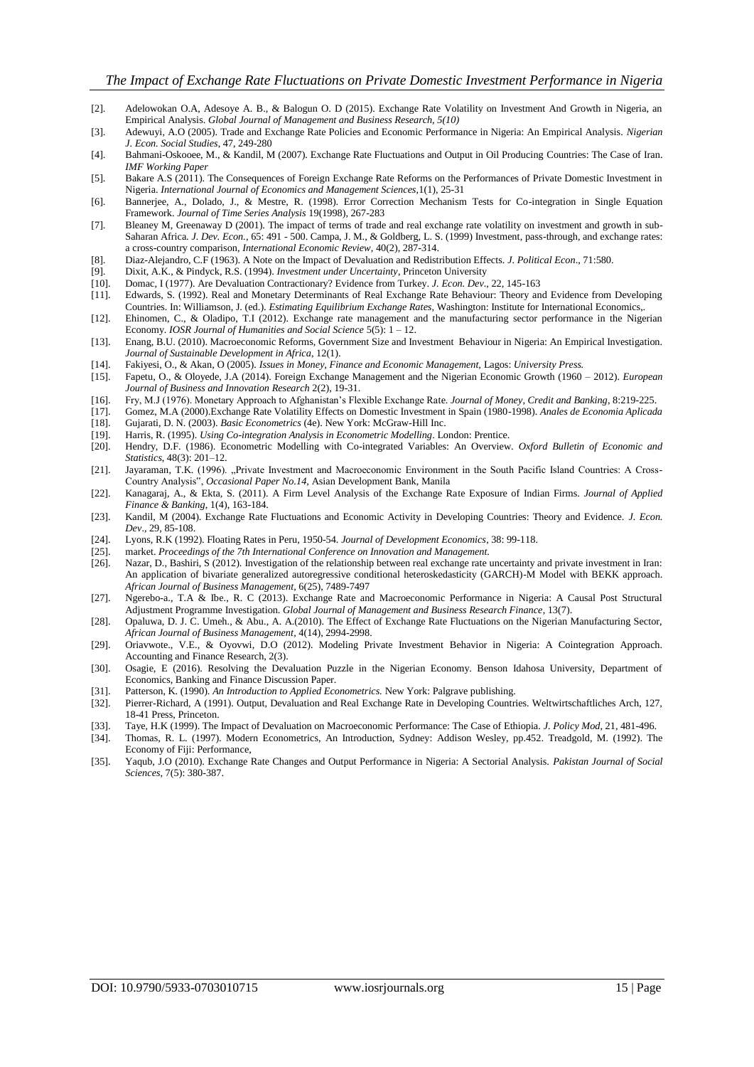[2]. Adelowokan O.A, Adesoye A. B., & Balogun O. D (2015). Exchange Rate Volatility on Investment And Growth in Nigeria, an Empirical Analysis. *Global Journal of Management and Business Research, 5(10)*

[3]. Adewuyi, A.O (2005). Trade and Exchange Rate Policies and Economic Performance in Nigeria: An Empirical Analysis. *Nigerian J. Econ. Social Studies*, 47, 249-280

[4]. Bahmani-Oskooee, M., & Kandil, M (2007). Exchange Rate Fluctuations and Output in Oil Producing Countries: The Case of Iran. *IMF Working Paper*

[5]. Bakare A.S (2011). The Consequences of Foreign Exchange Rate Reforms on the Performances of Private Domestic Investment in Nigeria. *International Journal of Economics and Management Sciences,*1(1), 25-31

[6]. Bannerjee, A., Dolado, J., & Mestre, R. (1998). Error Correction Mechanism Tests for Co-integration in Single Equation Framework. *Journal of Time Series Analysis* 19(1998), 267-283

[7]. Bleaney M, Greenaway D (2001). The impact of terms of trade and real exchange rate volatility on investment and growth in sub-Saharan Africa. *J. Dev. Econ.*, 65: 491 - 500. Campa, J. M., & Goldberg, L. S. (1999) Investment, pass-through, and exchange rates: a cross-country comparison, *International Economic Review*, 40(2), 287-314.

[8]. Diaz-Alejandro, C.F (1963). A Note on the Impact of Devaluation and Redistribution Effects. *J. Political Econ*., 71:580.

[9]. Dixit, A.K., & Pindyck, R.S. (1994). *Investment under Uncertainty*, Princeton University

[10]. Domac, I (1977). Are Devaluation Contractionary? Evidence from Turkey. *J. Econ. Dev*., 22, 145-163

[11]. Edwards, S. (1992). Real and Monetary Determinants of Real Exchange Rate Behaviour: Theory and Evidence from Developing Countries. In: Williamson, J. (ed.). *Estimating Equilibrium Exchange Rates*, Washington: Institute for International Economics,.

[12]. Ehinomen, C., & Oladipo, T.I (2012). Exchange rate management and the manufacturing sector performance in the Nigerian Economy. *IOSR Journal of Humanities and Social Science* 5(5): 1 – 12.

[13]. Enang, B.U. (2010). Macroeconomic Reforms, Government Size and Investment Behaviour in Nigeria: An Empirical Investigation. *Journal of Sustainable Development in Africa*, 12(1).

[14]. Fakiyesi, O., & Akan, O (2005). *Issues in Money, Finance and Economic Management*, Lagos: *University Press.*

[15]. Fapetu, O., & Oloyede, J.A (2014). Foreign Exchange Management and the Nigerian Economic Growth (1960 – 2012). *European Journal of Business and Innovation Research* 2(2), 19-31.

[16]. Fry, M.J (1976). Monetary Approach to Afghanistan's Flexible Exchange Rate. *Journal of Money, Credit and Banking*, 8:219-225.

[17]. Gomez, M.A (2000).Exchange Rate Volatility Effects on Domestic Investment in Spain (1980-1998). *Anales de Economia Aplicada*

[18]. Gujarati, D. N. (2003). *Basic Econometrics* (4e). New York: McGraw-Hill Inc.

[19]. Harris, R. (1995). *Using Co-integration Analysis in Econometric Modelling*. London: Prentice.

[20]. Hendry, D.F. (1986). Econometric Modelling with Co-integrated Variables: An Overview. *Oxford Bulletin of Economic and Statistics*, 48(3): 201–12.

[21]. Jayaraman, T.K. (1996). „Private Investment and Macroeconomic Environment in the South Pacific Island Countries: A Cross-Country Analysis", *Occasional Paper No.14*, Asian Development Bank, Manila

[22]. Kanagaraj, A., & Ekta, S. (2011). A Firm Level Analysis of the Exchange Rate Exposure of Indian Firms. *Journal of Applied Finance & Banking*, 1(4), 163-184.

[23]. Kandil, M (2004). Exchange Rate Fluctuations and Economic Activity in Developing Countries: Theory and Evidence. *J. Econ. Dev*., 29, 85-108.

[24]. Lyons, R.K (1992). Floating Rates in Peru, 1950-54. *Journal of Development Economics*, 38: 99-118.

[25]. market. *Proceedings of the 7th International Conference on Innovation and Management.*

[26]. Nazar, D., Bashiri, S (2012). Investigation of the relationship between real exchange rate uncertainty and private investment in Iran: An application of bivariate generalized autoregressive conditional heteroskedasticity (GARCH)-M Model with BEKK approach. *African Journal of Business Management*, 6(25), 7489-7497

[27]. Ngerebo-a., T.A & Ibe., R. C (2013). Exchange Rate and Macroeconomic Performance in Nigeria: A Causal Post Structural Adjustment Programme Investigation. *Global Journal of Management and Business Research Finance*, 13(7).

[28]. Opaluwa, D. J. C. Umeh., & Abu., A. A.(2010). The Effect of Exchange Rate Fluctuations on the Nigerian Manufacturing Sector, *African Journal of Business Management*, 4(14), 2994-2998.

[29]. Oriavwote., V.E., & Oyovwi, D.O (2012). Modeling Private Investment Behavior in Nigeria: A Cointegration Approach. Accounting and Finance Research, 2(3).

[30]. Osagie, E (2016). Resolving the Devaluation Puzzle in the Nigerian Economy. Benson Idahosa University, Department of Economics, Banking and Finance Discussion Paper.

[31]. Patterson, K. (1990). *An Introduction to Applied Econometrics.* New York: Palgrave publishing.

[32]. Pierrer-Richard, A (1991). Output, Devaluation and Real Exchange Rate in Developing Countries. Weltwirtschaftliches Arch, 127, 18-41 Press, Princeton.

[33]. Taye, H.K (1999). The Impact of Devaluation on Macroeconomic Performance: The Case of Ethiopia. *J. Policy Mod*, 21, 481-496.

[34]. Thomas, R. L. (1997). Modern Econometrics, An Introduction, Sydney: Addison Wesley, pp.452. Treadgold, M. (1992). The Economy of Fiji: Performance,

[35]. Yaqub, J.O (2010). Exchange Rate Changes and Output Performance in Nigeria: A Sectorial Analysis. *Pakistan Journal of Social Sciences*, 7(5): 380-387.